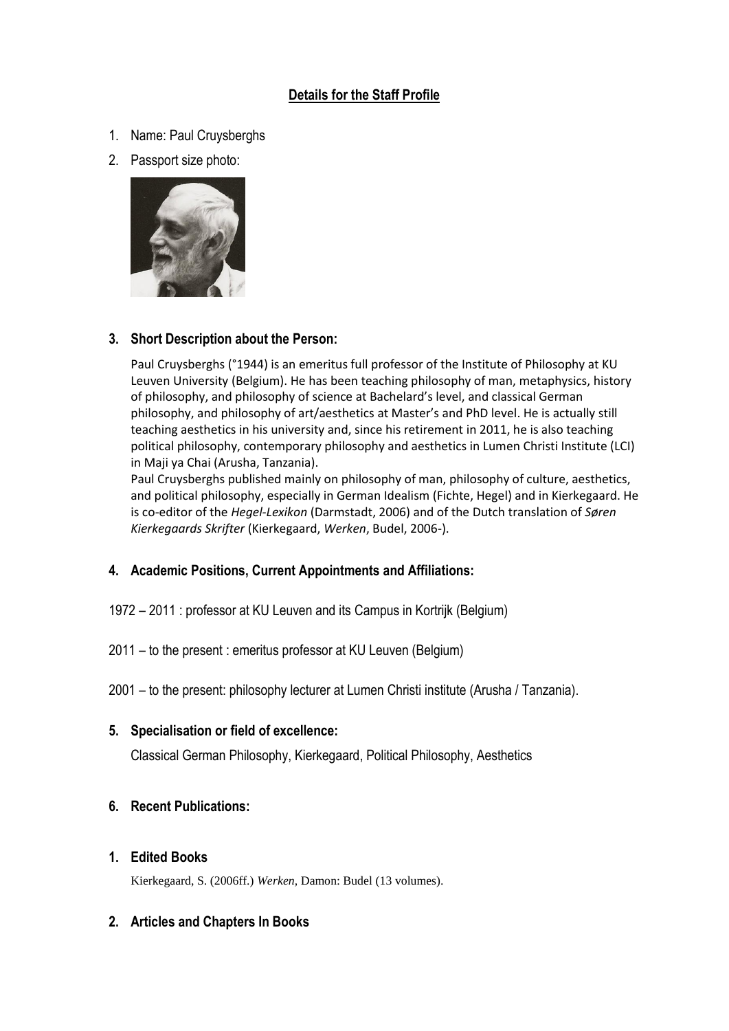## Details for the Staff Profile

1. Name: Paul Cruysberghs
2. Passport size photo:

### 3. Short Description about the Person:

Paul Cruysberghs (°1944) is an emeritus full professor of the Institute of Philosophy at KU Leuven University (Belgium). He has been teaching philosophy of man, metaphysics, history of philosophy, and philosophy of science at Bachelard's level, and classical German philosophy, and philosophy of art/aesthetics at Master's and PhD level. He is actually still teaching aesthetics in his university and, since his retirement in 2011, he is also teaching political philosophy, contemporary philosophy and aesthetics in Lumen Christi Institute (LCI) in Maji ya Chai (Arusha, Tanzania).

Paul Cruysberghs published mainly on philosophy of man, philosophy of culture, aesthetics, and political philosophy, especially in German Idealism (Fichte, Hegel) and in Kierkegaard. He is co-editor of the *Hegel-Lexikon* (Darmstadt, 2006) and of the Dutch translation of *Søren Kierkegaards Skrifter* (Kierkegaard, *Werken*, Budel, 2006-).

### 4. Academic Positions, Current Appointments and Affiliations:

1972 – 2011 : professor at KU Leuven and its Campus in Kortrijk (Belgium)

2011 – to the present : emeritus professor at KU Leuven (Belgium)

2001 – to the present: philosophy lecturer at Lumen Christi institute (Arusha / Tanzania).

### 5. Specialisation or field of excellence:

Classical German Philosophy, Kierkegaard, Political Philosophy, Aesthetics

### 6. Recent Publications:

### 1. Edited Books

Kierkegaard, S. (2006ff.) *Werken*, Damon: Budel (13 volumes).

### 2. Articles and Chapters In Books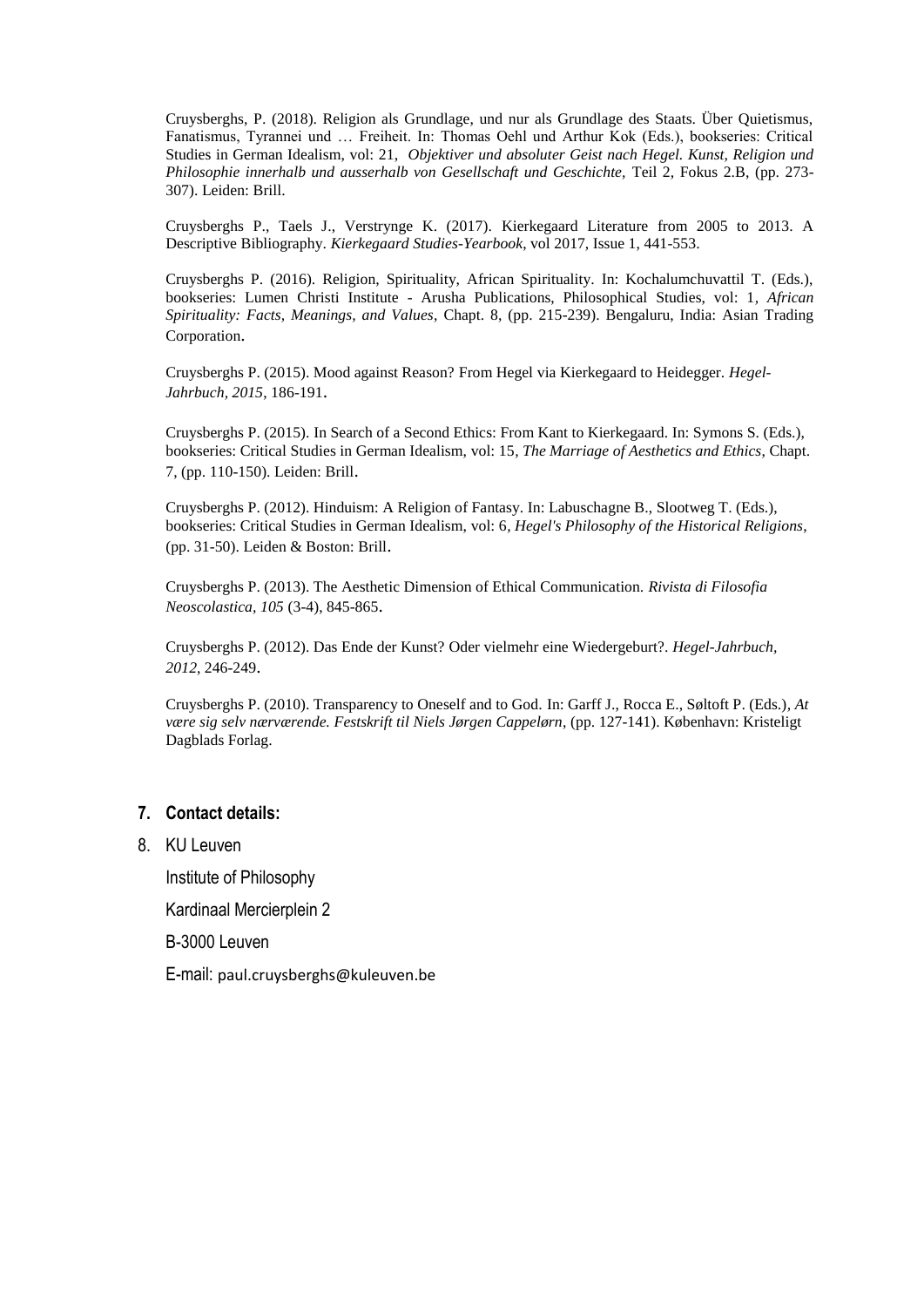Cruysberghs, P. (2018). Religion als Grundlage, und nur als Grundlage des Staats. Über Quietismus, Fanatismus, Tyrannei und … Freiheit. In: Thomas Oehl und Arthur Kok (Eds.), bookseries: Critical Studies in German Idealism, vol: 21, *Objektiver und absoluter Geist nach Hegel. Kunst, Religion und Philosophie innerhalb und ausserhalb von Gesellschaft und Geschichte,* Teil 2, Fokus 2.B, (pp. 273-307). Leiden: Brill.

Cruysberghs P., Taels J., Verstrynge K. (2017). Kierkegaard Literature from 2005 to 2013. A Descriptive Bibliography. *Kierkegaard Studies-Yearbook*, vol 2017, Issue 1, 441-553.

Cruysberghs P. (2016). Religion, Spirituality, African Spirituality. In: Kochalumchuvattil T. (Eds.), bookseries: Lumen Christi Institute - Arusha Publications, Philosophical Studies, vol: 1, *African Spirituality: Facts, Meanings, and Values*, Chapt. 8, (pp. 215-239). Bengaluru, India: Asian Trading Corporation.

Cruysberghs P. (2015). Mood against Reason? From Hegel via Kierkegaard to Heidegger. *Hegel-Jahrbuch, 2015*, 186-191.

Cruysberghs P. (2015). In Search of a Second Ethics: From Kant to Kierkegaard. In: Symons S. (Eds.), bookseries: Critical Studies in German Idealism, vol: 15, *The Marriage of Aesthetics and Ethics*, Chapt. 7, (pp. 110-150). Leiden: Brill.

Cruysberghs P. (2012). Hinduism: A Religion of Fantasy. In: Labuschagne B., Slootweg T. (Eds.), bookseries: Critical Studies in German Idealism, vol: 6, *Hegel's Philosophy of the Historical Religions*, (pp. 31-50). Leiden & Boston: Brill.

Cruysberghs P. (2013). The Aesthetic Dimension of Ethical Communication. *Rivista di Filosofia Neoscolastica, 105* (3-4), 845-865.

Cruysberghs P. (2012). Das Ende der Kunst? Oder vielmehr eine Wiedergeburt?. *Hegel-Jahrbuch, 2012*, 246-249.

Cruysberghs P. (2010). Transparency to Oneself and to God. In: Garff J., Rocca E., Søltoft P. (Eds.), *At være sig selv nærværende. Festskrift til Niels Jørgen Cappelørn*, (pp. 127-141). København: Kristeligt Dagblads Forlag.

7. **Contact details:**

8. KU Leuven

   Institute of Philosophy

   Kardinaal Mercierplein 2

   B-3000 Leuven

   E-mail: paul.cruysberghs@kuleuven.be